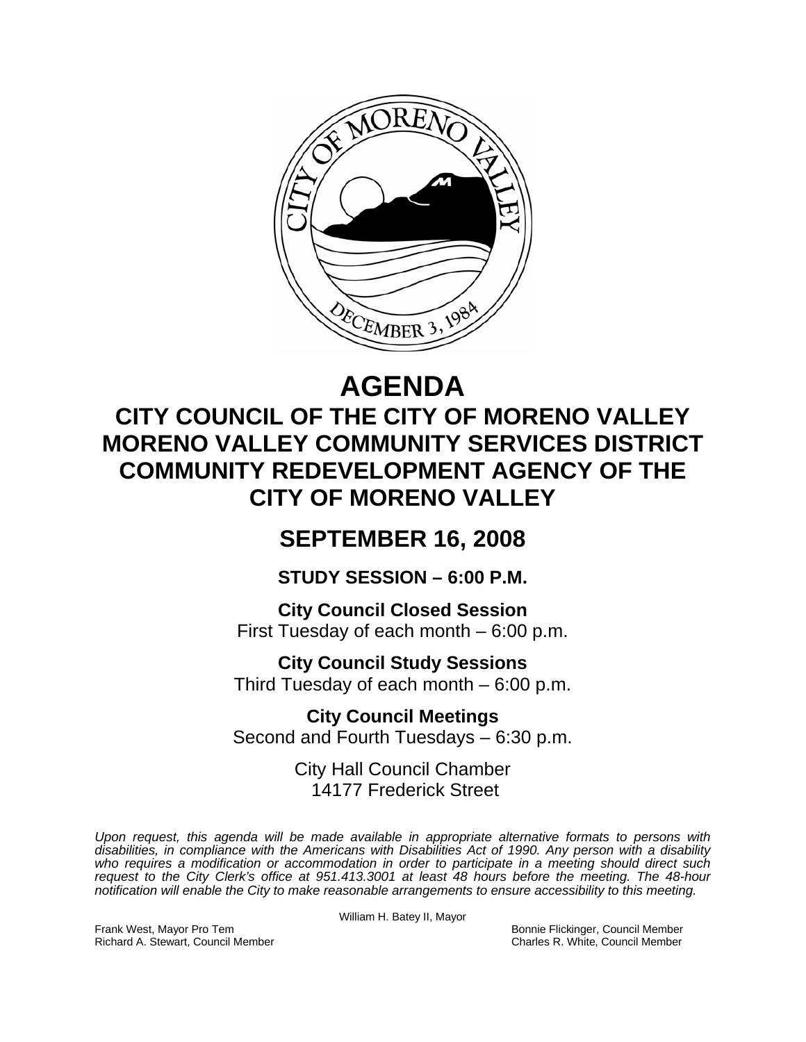# AGENDA

## CITY COUNCIL OF THE CITY OF MORENO VALLEY MORENO VALLEY COMMUNITY SERVICES DISTRICT COMMUNITY REDEVELOPMENT AGENCY OF THE CITY OF MORENO VALLEY

## SEPTEMBER 16, 2008

### STUDY SESSION – 6:00 P.M.

**City Council Closed Session**
First Tuesday of each month – 6:00 p.m.

**City Council Study Sessions**
Third Tuesday of each month – 6:00 p.m.

**City Council Meetings**
Second and Fourth Tuesdays – 6:30 p.m.

City Hall Council Chamber
14177 Frederick Street

*Upon request, this agenda will be made available in appropriate alternative formats to persons with disabilities, in compliance with the Americans with Disabilities Act of 1990. Any person with a disability who requires a modification or accommodation in order to participate in a meeting should direct such request to the City Clerk's office at 951.413.3001 at least 48 hours before the meeting. The 48-hour notification will enable the City to make reasonable arrangements to ensure accessibility to this meeting.*

William H. Batey II, Mayor

Frank West, Mayor Pro Tem
Richard A. Stewart, Council Member
Bonnie Flickinger, Council Member
Charles R. White, Council Member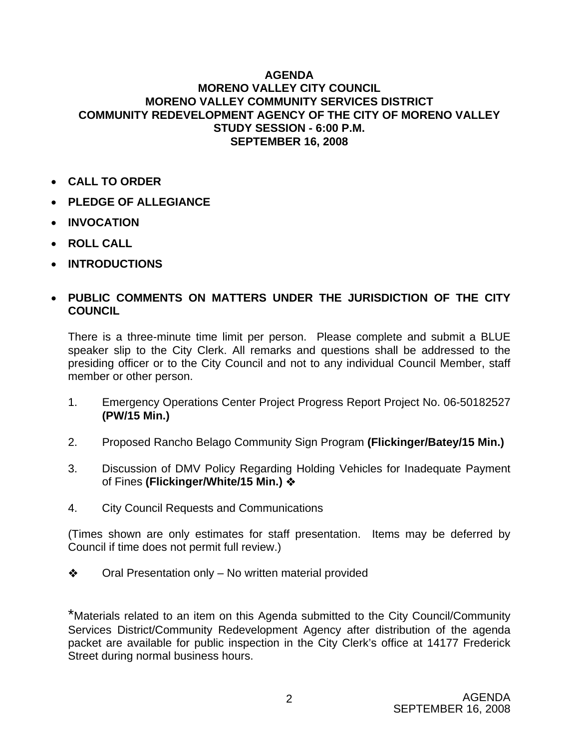**AGENDA**
**MORENO VALLEY CITY COUNCIL**
**MORENO VALLEY COMMUNITY SERVICES DISTRICT**
**COMMUNITY REDEVELOPMENT AGENCY OF THE CITY OF MORENO VALLEY**
**STUDY SESSION - 6:00 P.M.**
**SEPTEMBER 16, 2008**

- **CALL TO ORDER**
- **PLEDGE OF ALLEGIANCE**
- **INVOCATION**
- **ROLL CALL**
- **INTRODUCTIONS**

- **PUBLIC COMMENTS ON MATTERS UNDER THE JURISDICTION OF THE CITY COUNCIL**

There is a three-minute time limit per person. Please complete and submit a BLUE speaker slip to the City Clerk. All remarks and questions shall be addressed to the presiding officer or to the City Council and not to any individual Council Member, staff member or other person.

1. Emergency Operations Center Project Progress Report Project No. 06-50182527 **(PW/15 Min.)**

2. Proposed Rancho Belago Community Sign Program **(Flickinger/Batey/15 Min.)**

3. Discussion of DMV Policy Regarding Holding Vehicles for Inadequate Payment of Fines **(Flickinger/White/15 Min.)** ❖

4. City Council Requests and Communications

(Times shown are only estimates for staff presentation. Items may be deferred by Council if time does not permit full review.)

❖ Oral Presentation only – No written material provided

*Materials related to an item on this Agenda submitted to the City Council/Community Services District/Community Redevelopment Agency after distribution of the agenda packet are available for public inspection in the City Clerk's office at 14177 Frederick Street during normal business hours.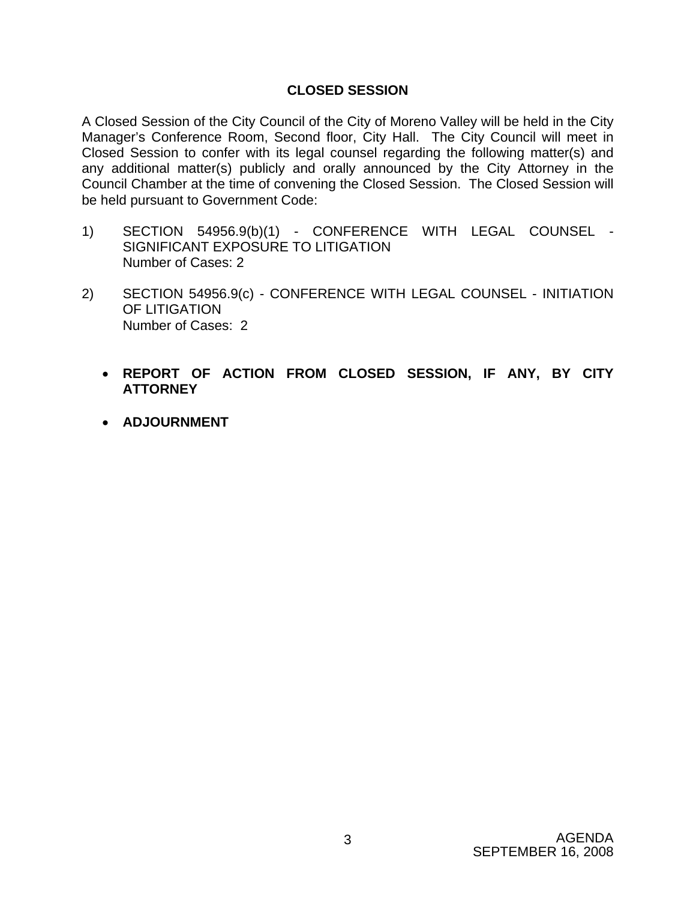## CLOSED SESSION

A Closed Session of the City Council of the City of Moreno Valley will be held in the City Manager's Conference Room, Second floor, City Hall. The City Council will meet in Closed Session to confer with its legal counsel regarding the following matter(s) and any additional matter(s) publicly and orally announced by the City Attorney in the Council Chamber at the time of convening the Closed Session. The Closed Session will be held pursuant to Government Code:

1) SECTION 54956.9(b)(1) - CONFERENCE WITH LEGAL COUNSEL - SIGNIFICANT EXPOSURE TO LITIGATION
   Number of Cases: 2

2) SECTION 54956.9(c) - CONFERENCE WITH LEGAL COUNSEL - INITIATION OF LITIGATION
   Number of Cases: 2

- **REPORT OF ACTION FROM CLOSED SESSION, IF ANY, BY CITY ATTORNEY**

- **ADJOURNMENT**